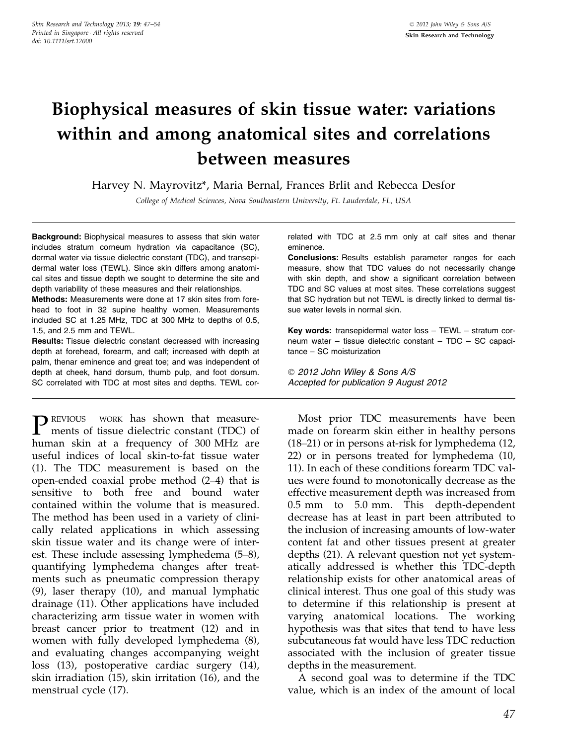# Biophysical measures of skin tissue water: variations within and among anatomical sites and correlations between measures

Harvey N. Mayrovitz*, Maria Bernal, Frances Brlit and Rebecca Desfor

*College of Medical Sciences, Nova Southeastern University, Ft. Lauderdale, FL, USA*

**Background:** Biophysical measures to assess that skin water includes stratum corneum hydration via capacitance (SC), dermal water via tissue dielectric constant (TDC), and transepidermal water loss (TEWL). Since skin differs among anatomical sites and tissue depth we sought to determine the site and depth variability of these measures and their relationships.

**Methods:** Measurements were done at 17 skin sites from forehead to foot in 32 supine healthy women. Measurements included SC at 1.25 MHz, TDC at 300 MHz to depths of 0.5, 1.5, and 2.5 mm and TEWL.

**Results:** Tissue dielectric constant decreased with increasing depth at forehead, forearm, and calf; increased with depth at palm, thenar eminence and great toe; and was independent of depth at cheek, hand dorsum, thumb pulp, and foot dorsum. SC correlated with TDC at most sites and depths. TEWL correlated with TDC at 2.5 mm only at calf sites and thenar eminence.

**Conclusions:** Results establish parameter ranges for each measure, show that TDC values do not necessarily change with skin depth, and show a significant correlation between TDC and SC values at most sites. These correlations suggest that SC hydration but not TEWL is directly linked to dermal tissue water levels in normal skin.

**Key words:** transepidermal water loss – TEWL – stratum corneum water – tissue dielectric constant – TDC – SC capacitance – SC moisturization

© 2012 John Wiley & Sons A/S
Accepted for publication 9 August 2012

PREVIOUS WORK has shown that measurements of tissue dielectric constant (TDC) of human skin at a frequency of 300 MHz are useful indices of local skin-to-fat tissue water (1). The TDC measurement is based on the open-ended coaxial probe method (2–4) that is sensitive to both free and bound water contained within the volume that is measured. The method has been used in a variety of clinically related applications in which assessing skin tissue water and its change were of interest. These include assessing lymphedema (5–8), quantifying lymphedema changes after treatments such as pneumatic compression therapy (9), laser therapy (10), and manual lymphatic drainage (11). Other applications have included characterizing arm tissue water in women with breast cancer prior to treatment (12) and in women with fully developed lymphedema (8), and evaluating changes accompanying weight loss (13), postoperative cardiac surgery (14), skin irradiation (15), skin irritation (16), and the menstrual cycle (17).

Most prior TDC measurements have been made on forearm skin either in healthy persons (18–21) or in persons at-risk for lymphedema (12, 22) or in persons treated for lymphedema (10, 11). In each of these conditions forearm TDC values were found to monotonically decrease as the effective measurement depth was increased from 0.5 mm to 5.0 mm. This depth-dependent decrease has at least in part been attributed to the inclusion of increasing amounts of low-water content fat and other tissues present at greater depths (21). A relevant question not yet systematically addressed is whether this TDC-depth relationship exists for other anatomical areas of clinical interest. Thus one goal of this study was to determine if this relationship is present at varying anatomical locations. The working hypothesis was that sites that tend to have less subcutaneous fat would have less TDC reduction associated with the inclusion of greater tissue depths in the measurement.

A second goal was to determine if the TDC value, which is an index of the amount of local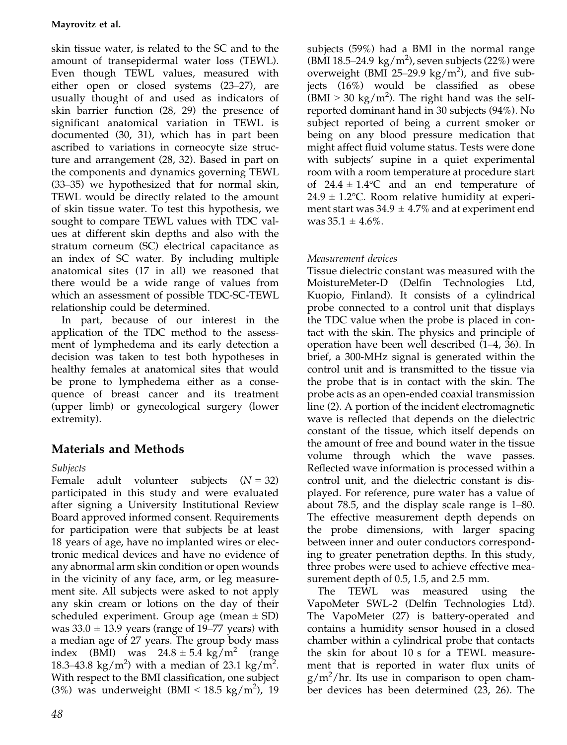skin tissue water, is related to the SC and to the amount of transepidermal water loss (TEWL). Even though TEWL values, measured with either open or closed systems (23–27), are usually thought of and used as indicators of skin barrier function (28, 29) the presence of significant anatomical variation in TEWL is documented (30, 31), which has in part been ascribed to variations in corneocyte size structure and arrangement (28, 32). Based in part on the components and dynamics governing TEWL (33–35) we hypothesized that for normal skin, TEWL would be directly related to the amount of skin tissue water. To test this hypothesis, we sought to compare TEWL values with TDC values at different skin depths and also with the stratum corneum (SC) electrical capacitance as an index of SC water. By including multiple anatomical sites (17 in all) we reasoned that there would be a wide range of values from which an assessment of possible TDC-SC-TEWL relationship could be determined.

In part, because of our interest in the application of the TDC method to the assessment of lymphedema and its early detection a decision was taken to test both hypotheses in healthy females at anatomical sites that would be prone to lymphedema either as a consequence of breast cancer and its treatment (upper limb) or gynecological surgery (lower extremity).

## Materials and Methods

### *Subjects*

Female adult volunteer subjects ($N = 32$) participated in this study and were evaluated after signing a University Institutional Review Board approved informed consent. Requirements for participation were that subjects be at least 18 years of age, have no implanted wires or electronic medical devices and have no evidence of any abnormal arm skin condition or open wounds in the vicinity of any face, arm, or leg measurement site. All subjects were asked to not apply any skin cream or lotions on the day of their scheduled experiment. Group age (mean ± SD) was 33.0 ± 13.9 years (range of 19–77 years) with a median age of 27 years. The group body mass index (BMI) was 24.8 ± 5.4 kg/m$^2$ (range 18.3–43.8 kg/m$^2$) with a median of 23.1 kg/m$^2$. With respect to the BMI classification, one subject (3%) was underweight (BMI < 18.5 kg/m$^2$), 19 subjects (59%) had a BMI in the normal range (BMI 18.5–24.9 kg/m$^2$), seven subjects (22%) were overweight (BMI 25–29.9 kg/m$^2$), and five subjects (16%) would be classified as obese (BMI > 30 kg/m$^2$). The right hand was the self-reported dominant hand in 30 subjects (94%). No subject reported of being a current smoker or being on any blood pressure medication that might affect fluid volume status. Tests were done with subjects' supine in a quiet experimental room with a room temperature at procedure start of 24.4 ± 1.4°C and an end temperature of 24.9 ± 1.2°C. Room relative humidity at experiment start was 34.9 ± 4.7% and at experiment end was 35.1 ± 4.6%.

### *Measurement devices*

Tissue dielectric constant was measured with the MoistureMeter-D (Delfin Technologies Ltd, Kuopio, Finland). It consists of a cylindrical probe connected to a control unit that displays the TDC value when the probe is placed in contact with the skin. The physics and principle of operation have been well described (1–4, 36). In brief, a 300-MHz signal is generated within the control unit and is transmitted to the tissue via the probe that is in contact with the skin. The probe acts as an open-ended coaxial transmission line (2). A portion of the incident electromagnetic wave is reflected that depends on the dielectric constant of the tissue, which itself depends on the amount of free and bound water in the tissue volume through which the wave passes. Reflected wave information is processed within a control unit, and the dielectric constant is displayed. For reference, pure water has a value of about 78.5, and the display scale range is 1–80. The effective measurement depth depends on the probe dimensions, with larger spacing between inner and outer conductors corresponding to greater penetration depths. In this study, three probes were used to achieve effective measurement depth of 0.5, 1.5, and 2.5 mm.

The TEWL was measured using the VapoMeter SWL-2 (Delfin Technologies Ltd). The VapoMeter (27) is battery-operated and contains a humidity sensor housed in a closed chamber within a cylindrical probe that contacts the skin for about 10 s for a TEWL measurement that is reported in water flux units of g/m$^2$/hr. Its use in comparison to open chamber devices has been determined (23, 26). The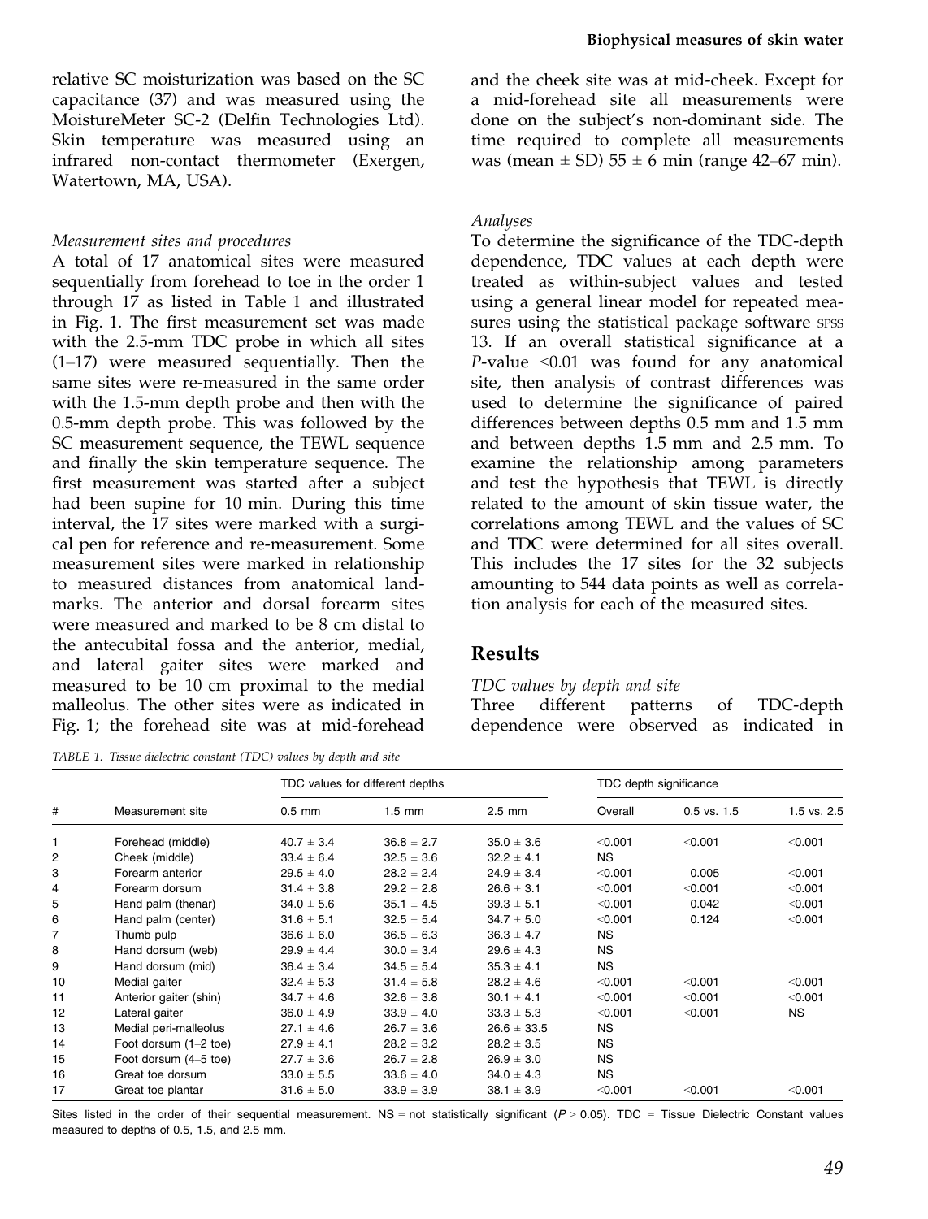relative SC moisturization was based on the SC capacitance (37) and was measured using the MoistureMeter SC-2 (Delfin Technologies Ltd). Skin temperature was measured using an infrared non-contact thermometer (Exergen, Watertown, MA, USA).

*Measurement sites and procedures*

A total of 17 anatomical sites were measured sequentially from forehead to toe in the order 1 through 17 as listed in Table 1 and illustrated in Fig. 1. The first measurement set was made with the 2.5-mm TDC probe in which all sites (1–17) were measured sequentially. Then the same sites were re-measured in the same order with the 1.5-mm depth probe and then with the 0.5-mm depth probe. This was followed by the SC measurement sequence, the TEWL sequence and finally the skin temperature sequence. The first measurement was started after a subject had been supine for 10 min. During this time interval, the 17 sites were marked with a surgical pen for reference and re-measurement. Some measurement sites were marked in relationship to measured distances from anatomical landmarks. The anterior and dorsal forearm sites were measured and marked to be 8 cm distal to the antecubital fossa and the anterior, medial, and lateral gaiter sites were marked and measured to be 10 cm proximal to the medial malleolus. The other sites were as indicated in Fig. 1; the forehead site was at mid-forehead and the cheek site was at mid-cheek. Except for a mid-forehead site all measurements were done on the subject's non-dominant side. The time required to complete all measurements was (mean ± SD) 55 ± 6 min (range 42–67 min).

*Analyses*

To determine the significance of the TDC-depth dependence, TDC values at each depth were treated as within-subject values and tested using a general linear model for repeated measures using the statistical package software SPSS 13. If an overall statistical significance at a $P$-value <0.01 was found for any anatomical site, then analysis of contrast differences was used to determine the significance of paired differences between depths 0.5 mm and 1.5 mm and between depths 1.5 mm and 2.5 mm. To examine the relationship among parameters and test the hypothesis that TEWL is directly related to the amount of skin tissue water, the correlations among TEWL and the values of SC and TDC were determined for all sites overall. This includes the 17 sites for the 32 subjects amounting to 544 data points as well as correlation analysis for each of the measured sites.

## Results

*TDC values by depth and site*

Three different patterns of TDC-depth dependence were observed as indicated in

*TABLE 1. Tissue dielectric constant (TDC) values by depth and site*

| # | Measurement site | TDC values for different depths | | | TDC depth significance | | |
|---|---|---|---|---|---|---|---|
| | | 0.5 mm | 1.5 mm | 2.5 mm | Overall | 0.5 vs. 1.5 | 1.5 vs. 2.5 |
| 1 | Forehead (middle) | 40.7 ± 3.4 | 36.8 ± 2.7 | 35.0 ± 3.6 | <0.001 | <0.001 | <0.001 |
| 2 | Cheek (middle) | 33.4 ± 6.4 | 32.5 ± 3.6 | 32.2 ± 4.1 | NS | | |
| 3 | Forearm anterior | 29.5 ± 4.0 | 28.2 ± 2.4 | 24.9 ± 3.4 | <0.001 | 0.005 | <0.001 |
| 4 | Forearm dorsum | 31.4 ± 3.8 | 29.2 ± 2.8 | 26.6 ± 3.1 | <0.001 | <0.001 | <0.001 |
| 5 | Hand palm (thenar) | 34.0 ± 5.6 | 35.1 ± 4.5 | 39.3 ± 5.1 | <0.001 | 0.042 | <0.001 |
| 6 | Hand palm (center) | 31.6 ± 5.1 | 32.5 ± 5.4 | 34.7 ± 5.0 | <0.001 | 0.124 | <0.001 |
| 7 | Thumb pulp | 36.6 ± 6.0 | 36.5 ± 6.3 | 36.3 ± 4.7 | NS | | |
| 8 | Hand dorsum (web) | 29.9 ± 4.4 | 30.0 ± 3.4 | 29.6 ± 4.3 | NS | | |
| 9 | Hand dorsum (mid) | 36.4 ± 3.4 | 34.5 ± 5.4 | 35.3 ± 4.1 | NS | | |
| 10 | Medial gaiter | 32.4 ± 5.3 | 31.4 ± 5.8 | 28.2 ± 4.6 | <0.001 | <0.001 | <0.001 |
| 11 | Anterior gaiter (shin) | 34.7 ± 4.6 | 32.6 ± 3.8 | 30.1 ± 4.1 | <0.001 | <0.001 | <0.001 |
| 12 | Lateral gaiter | 36.0 ± 4.9 | 33.9 ± 4.0 | 33.3 ± 5.3 | <0.001 | <0.001 | NS |
| 13 | Medial peri-malleolus | 27.1 ± 4.6 | 26.7 ± 3.6 | 26.6 ± 33.5 | NS | | |
| 14 | Foot dorsum (1–2 toe) | 27.9 ± 4.1 | 28.2 ± 3.2 | 28.2 ± 3.5 | NS | | |
| 15 | Foot dorsum (4–5 toe) | 27.7 ± 3.6 | 26.7 ± 2.8 | 26.9 ± 3.0 | NS | | |
| 16 | Great toe dorsum | 33.0 ± 5.5 | 33.6 ± 4.0 | 34.0 ± 4.3 | NS | | |
| 17 | Great toe plantar | 31.6 ± 5.0 | 33.9 ± 3.9 | 38.1 ± 3.9 | <0.001 | <0.001 | <0.001 |

Sites listed in the order of their sequential measurement. NS = not statistically significant ($P > 0.05$). TDC = Tissue Dielectric Constant values measured to depths of 0.5, 1.5, and 2.5 mm.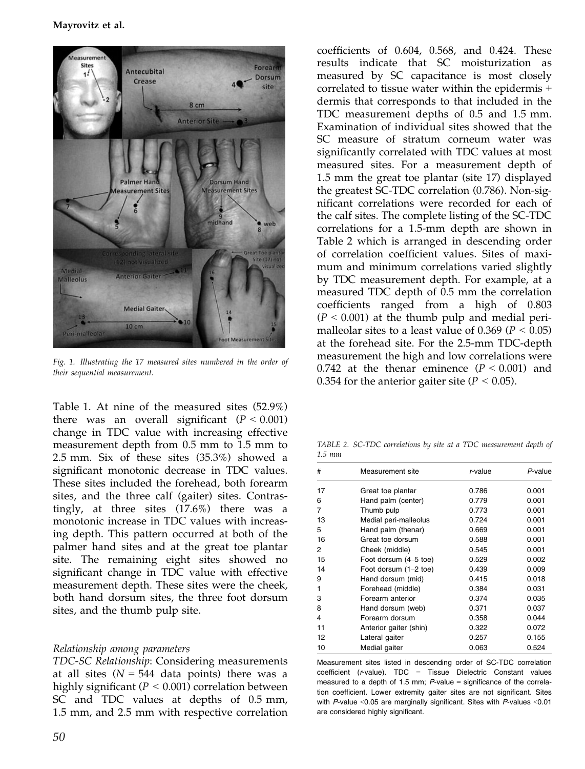Fig. 1. Illustrating the 17 measured sites numbered in the order of their sequential measurement.

Table 1. At nine of the measured sites (52.9%) there was an overall significant ($P < 0.001$) change in TDC value with increasing effective measurement depth from 0.5 mm to 1.5 mm to 2.5 mm. Six of these sites (35.3%) showed a significant monotonic decrease in TDC values. These sites included the forehead, both forearm sites, and the three calf (gaiter) sites. Contrastingly, at three sites (17.6%) there was a monotonic increase in TDC values with increasing depth. This pattern occurred at both of the palmer hand sites and at the great toe plantar site. The remaining eight sites showed no significant change in TDC value with effective measurement depth. These sites were the cheek, both hand dorsum sites, the three foot dorsum sites, and the thumb pulp site.

*Relationship among parameters*

*TDC-SC Relationship*: Considering measurements at all sites ($N = 544$ data points) there was a highly significant ($P < 0.001$) correlation between SC and TDC values at depths of 0.5 mm, 1.5 mm, and 2.5 mm with respective correlation coefficients of 0.604, 0.568, and 0.424. These results indicate that SC moisturization as measured by SC capacitance is most closely correlated to tissue water within the epidermis + dermis that corresponds to that included in the TDC measurement depths of 0.5 and 1.5 mm. Examination of individual sites showed that the SC measure of stratum corneum water was significantly correlated with TDC values at most measured sites. For a measurement depth of 1.5 mm the great toe plantar (site 17) displayed the greatest SC-TDC correlation (0.786). Non-significant correlations were recorded for each of the calf sites. The complete listing of the SC-TDC correlations for a 1.5-mm depth are shown in Table 2 which is arranged in descending order of correlation coefficient values. Sites of maximum and minimum correlations varied slightly by TDC measurement depth. For example, at a measured TDC depth of 0.5 mm the correlation coefficients ranged from a high of 0.803 ($P < 0.001$) at the thumb pulp and medial perimalleolar sites to a least value of 0.369 ($P < 0.05$) at the forehead site. For the 2.5-mm TDC-depth measurement the high and low correlations were 0.742 at the thenar eminence ($P < 0.001$) and 0.354 for the anterior gaiter site ($P < 0.05$).

*TABLE 2. SC-TDC correlations by site at a TDC measurement depth of 1.5 mm*

| # | Measurement site | *r*-value | *P*-value |
|---|---|---|---|
| 17 | Great toe plantar | 0.786 | 0.001 |
| 6 | Hand palm (center) | 0.779 | 0.001 |
| 7 | Thumb pulp | 0.773 | 0.001 |
| 13 | Medial peri-malleolus | 0.724 | 0.001 |
| 5 | Hand palm (thenar) | 0.669 | 0.001 |
| 16 | Great toe dorsum | 0.588 | 0.001 |
| 2 | Cheek (middle) | 0.545 | 0.001 |
| 15 | Foot dorsum (4–5 toe) | 0.529 | 0.002 |
| 14 | Foot dorsum (1–2 toe) | 0.439 | 0.009 |
| 9 | Hand dorsum (mid) | 0.415 | 0.018 |
| 1 | Forehead (middle) | 0.384 | 0.031 |
| 3 | Forearm anterior | 0.374 | 0.035 |
| 8 | Hand dorsum (web) | 0.371 | 0.037 |
| 4 | Forearm dorsum | 0.358 | 0.044 |
| 11 | Anterior gaiter (shin) | 0.322 | 0.072 |
| 12 | Lateral gaiter | 0.257 | 0.155 |
| 10 | Medial gaiter | 0.063 | 0.524 |

Measurement sites listed in descending order of SC-TDC correlation coefficient (*r*-value). TDC = Tissue Dielectric Constant values measured to a depth of 1.5 mm; *P*-value = significance of the correlation coefficient. Lower extremity gaiter sites are not significant. Sites with *P*-value <0.05 are marginally significant. Sites with *P*-values <0.01 are considered highly significant.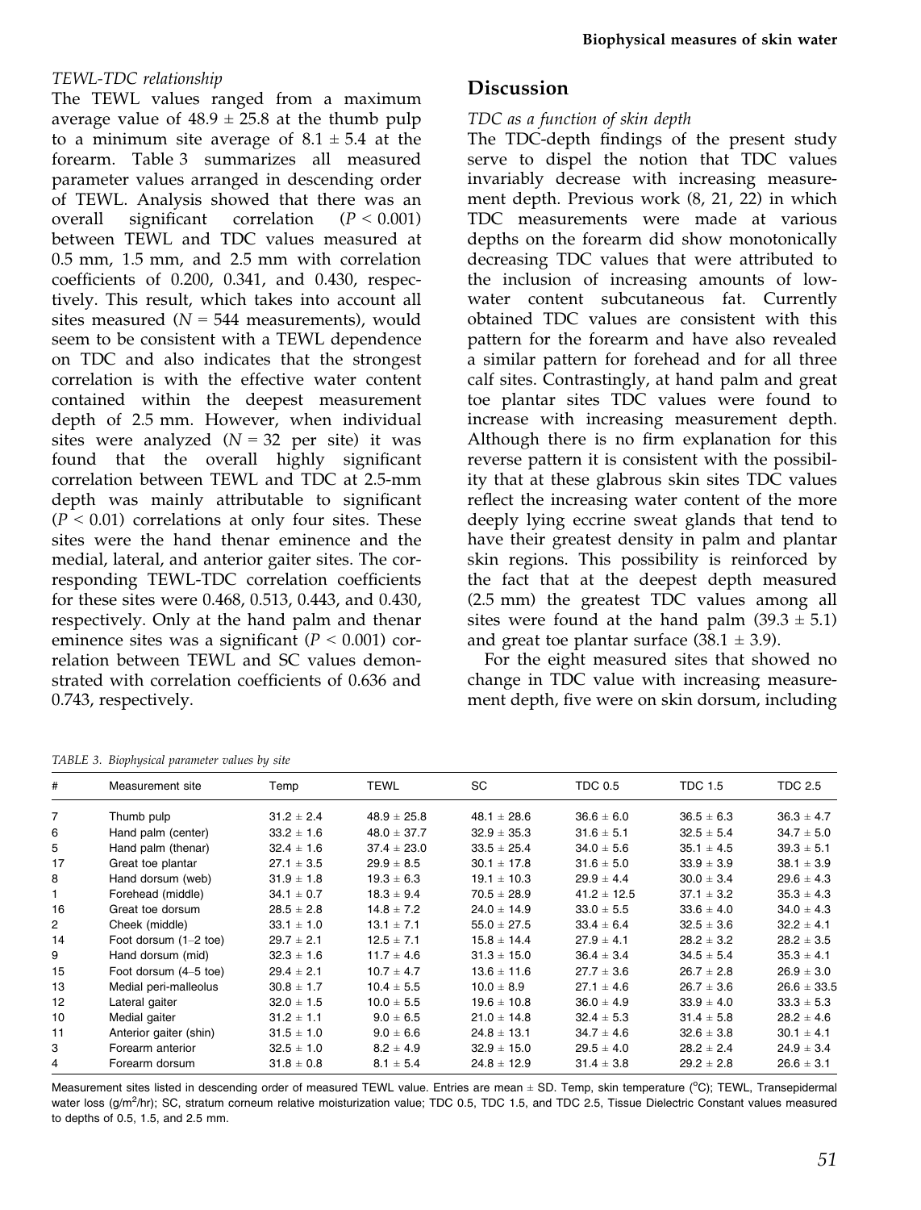*TEWL-TDC relationship*

The TEWL values ranged from a maximum average value of 48.9 ± 25.8 at the thumb pulp to a minimum site average of 8.1 ± 5.4 at the forearm. Table 3 summarizes all measured parameter values arranged in descending order of TEWL. Analysis showed that there was an overall significant correlation ($P < 0.001$) between TEWL and TDC values measured at 0.5 mm, 1.5 mm, and 2.5 mm with correlation coefficients of 0.200, 0.341, and 0.430, respectively. This result, which takes into account all sites measured ($N = 544$ measurements), would seem to be consistent with a TEWL dependence on TDC and also indicates that the strongest correlation is with the effective water content contained within the deepest measurement depth of 2.5 mm. However, when individual sites were analyzed ($N = 32$ per site) it was found that the overall highly significant correlation between TEWL and TDC at 2.5-mm depth was mainly attributable to significant ($P < 0.01$) correlations at only four sites. These sites were the hand thenar eminence and the medial, lateral, and anterior gaiter sites. The corresponding TEWL-TDC correlation coefficients for these sites were 0.468, 0.513, 0.443, and 0.430, respectively. Only at the hand palm and thenar eminence sites was a significant ($P < 0.001$) correlation between TEWL and SC values demonstrated with correlation coefficients of 0.636 and 0.743, respectively.

## Discussion

*TDC as a function of skin depth*

The TDC-depth findings of the present study serve to dispel the notion that TDC values invariably decrease with increasing measurement depth. Previous work (8, 21, 22) in which TDC measurements were made at various depths on the forearm did show monotonically decreasing TDC values that were attributed to the inclusion of increasing amounts of low-water content subcutaneous fat. Currently obtained TDC values are consistent with this pattern for the forearm and have also revealed a similar pattern for forehead and for all three calf sites. Contrastingly, at hand palm and great toe plantar sites TDC values were found to increase with increasing measurement depth. Although there is no firm explanation for this reverse pattern it is consistent with the possibility that at these glabrous skin sites TDC values reflect the increasing water content of the more deeply lying eccrine sweat glands that tend to have their greatest density in palm and plantar skin regions. This possibility is reinforced by the fact that at the deepest depth measured (2.5 mm) the greatest TDC values among all sites were found at the hand palm (39.3 ± 5.1) and great toe plantar surface (38.1 ± 3.9).

For the eight measured sites that showed no change in TDC value with increasing measurement depth, five were on skin dorsum, including

*TABLE 3. Biophysical parameter values by site*

| # | Measurement site | Temp | TEWL | SC | TDC 0.5 | TDC 1.5 | TDC 2.5 |
|---|---|---|---|---|---|---|---|
| 7 | Thumb pulp | 31.2 ± 2.4 | 48.9 ± 25.8 | 48.1 ± 28.6 | 36.6 ± 6.0 | 36.5 ± 6.3 | 36.3 ± 4.7 |
| 6 | Hand palm (center) | 33.2 ± 1.6 | 48.0 ± 37.7 | 32.9 ± 35.3 | 31.6 ± 5.1 | 32.5 ± 5.4 | 34.7 ± 5.0 |
| 5 | Hand palm (thenar) | 32.4 ± 1.6 | 37.4 ± 23.0 | 33.5 ± 25.4 | 34.0 ± 5.6 | 35.1 ± 4.5 | 39.3 ± 5.1 |
| 17 | Great toe plantar | 27.1 ± 3.5 | 29.9 ± 8.5 | 30.1 ± 17.8 | 31.6 ± 5.0 | 33.9 ± 3.9 | 38.1 ± 3.9 |
| 8 | Hand dorsum (web) | 31.9 ± 1.8 | 19.3 ± 6.3 | 19.1 ± 10.3 | 29.9 ± 4.4 | 30.0 ± 3.4 | 29.6 ± 4.3 |
| 1 | Forehead (middle) | 34.1 ± 0.7 | 18.3 ± 9.4 | 70.5 ± 28.9 | 41.2 ± 12.5 | 37.1 ± 3.2 | 35.3 ± 4.3 |
| 16 | Great toe dorsum | 28.5 ± 2.8 | 14.8 ± 7.2 | 24.0 ± 14.9 | 33.0 ± 5.5 | 33.6 ± 4.0 | 34.0 ± 4.3 |
| 2 | Cheek (middle) | 33.1 ± 1.0 | 13.1 ± 7.1 | 55.0 ± 27.5 | 33.4 ± 6.4 | 32.5 ± 3.6 | 32.2 ± 4.1 |
| 14 | Foot dorsum (1–2 toe) | 29.7 ± 2.1 | 12.5 ± 7.1 | 15.8 ± 14.4 | 27.9 ± 4.1 | 28.2 ± 3.2 | 28.2 ± 3.5 |
| 9 | Hand dorsum (mid) | 32.3 ± 1.6 | 11.7 ± 4.6 | 31.3 ± 15.0 | 36.4 ± 3.4 | 34.5 ± 5.4 | 35.3 ± 4.1 |
| 15 | Foot dorsum (4–5 toe) | 29.4 ± 2.1 | 10.7 ± 4.7 | 13.6 ± 11.6 | 27.7 ± 3.6 | 26.7 ± 2.8 | 26.9 ± 3.0 |
| 13 | Medial peri-malleolus | 30.8 ± 1.7 | 10.4 ± 5.5 | 10.0 ± 8.9 | 27.1 ± 4.6 | 26.7 ± 3.6 | 26.6 ± 33.5 |
| 12 | Lateral gaiter | 32.0 ± 1.5 | 10.0 ± 5.5 | 19.6 ± 10.8 | 36.0 ± 4.9 | 33.9 ± 4.0 | 33.3 ± 5.3 |
| 10 | Medial gaiter | 31.2 ± 1.1 | 9.0 ± 6.5 | 21.0 ± 14.8 | 32.4 ± 5.3 | 31.4 ± 5.8 | 28.2 ± 4.6 |
| 11 | Anterior gaiter (shin) | 31.5 ± 1.0 | 9.0 ± 6.6 | 24.8 ± 13.1 | 34.7 ± 4.6 | 32.6 ± 3.8 | 30.1 ± 4.1 |
| 3 | Forearm anterior | 32.5 ± 1.0 | 8.2 ± 4.9 | 32.9 ± 15.0 | 29.5 ± 4.0 | 28.2 ± 2.4 | 24.9 ± 3.4 |
| 4 | Forearm dorsum | 31.8 ± 0.8 | 8.1 ± 5.4 | 24.8 ± 12.9 | 31.4 ± 3.8 | 29.2 ± 2.8 | 26.6 ± 3.1 |

Measurement sites listed in descending order of measured TEWL value. Entries are mean ± SD. Temp, skin temperature (°C); TEWL, Transepidermal water loss (g/m$^2$/hr); SC, stratum corneum relative moisturization value; TDC 0.5, TDC 1.5, and TDC 2.5, Tissue Dielectric Constant values measured to depths of 0.5, 1.5, and 2.5 mm.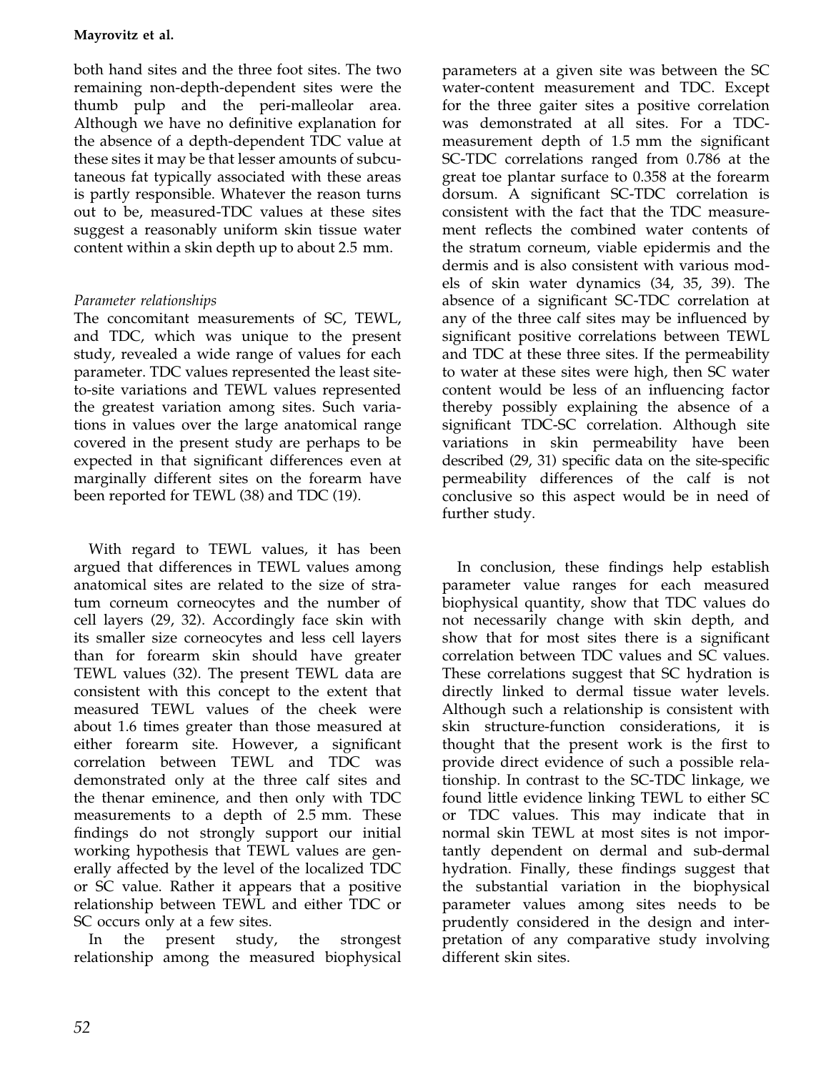both hand sites and the three foot sites. The two remaining non-depth-dependent sites were the thumb pulp and the peri-malleolar area. Although we have no definitive explanation for the absence of a depth-dependent TDC value at these sites it may be that lesser amounts of subcutaneous fat typically associated with these areas is partly responsible. Whatever the reason turns out to be, measured-TDC values at these sites suggest a reasonably uniform skin tissue water content within a skin depth up to about 2.5 mm.

*Parameter relationships*

The concomitant measurements of SC, TEWL, and TDC, which was unique to the present study, revealed a wide range of values for each parameter. TDC values represented the least site-to-site variations and TEWL values represented the greatest variation among sites. Such variations in values over the large anatomical range covered in the present study are perhaps to be expected in that significant differences even at marginally different sites on the forearm have been reported for TEWL (38) and TDC (19).

With regard to TEWL values, it has been argued that differences in TEWL values among anatomical sites are related to the size of stratum corneum corneocytes and the number of cell layers (29, 32). Accordingly face skin with its smaller size corneocytes and less cell layers than for forearm skin should have greater TEWL values (32). The present TEWL data are consistent with this concept to the extent that measured TEWL values of the cheek were about 1.6 times greater than those measured at either forearm site. However, a significant correlation between TEWL and TDC was demonstrated only at the three calf sites and the thenar eminence, and then only with TDC measurements to a depth of 2.5 mm. These findings do not strongly support our initial working hypothesis that TEWL values are generally affected by the level of the localized TDC or SC value. Rather it appears that a positive relationship between TEWL and either TDC or SC occurs only at a few sites.

In the present study, the strongest relationship among the measured biophysical parameters at a given site was between the SC water-content measurement and TDC. Except for the three gaiter sites a positive correlation was demonstrated at all sites. For a TDC-measurement depth of 1.5 mm the significant SC-TDC correlations ranged from 0.786 at the great toe plantar surface to 0.358 at the forearm dorsum. A significant SC-TDC correlation is consistent with the fact that the TDC measurement reflects the combined water contents of the stratum corneum, viable epidermis and the dermis and is also consistent with various models of skin water dynamics (34, 35, 39). The absence of a significant SC-TDC correlation at any of the three calf sites may be influenced by significant positive correlations between TEWL and TDC at these three sites. If the permeability to water at these sites were high, then SC water content would be less of an influencing factor thereby possibly explaining the absence of a significant TDC-SC correlation. Although site variations in skin permeability have been described (29, 31) specific data on the site-specific permeability differences of the calf is not conclusive so this aspect would be in need of further study.

In conclusion, these findings help establish parameter value ranges for each measured biophysical quantity, show that TDC values do not necessarily change with skin depth, and show that for most sites there is a significant correlation between TDC values and SC values. These correlations suggest that SC hydration is directly linked to dermal tissue water levels. Although such a relationship is consistent with skin structure-function considerations, it is thought that the present work is the first to provide direct evidence of such a possible relationship. In contrast to the SC-TDC linkage, we found little evidence linking TEWL to either SC or TDC values. This may indicate that in normal skin TEWL at most sites is not importantly dependent on dermal and sub-dermal hydration. Finally, these findings suggest that the substantial variation in the biophysical parameter values among sites needs to be prudently considered in the design and interpretation of any comparative study involving different skin sites.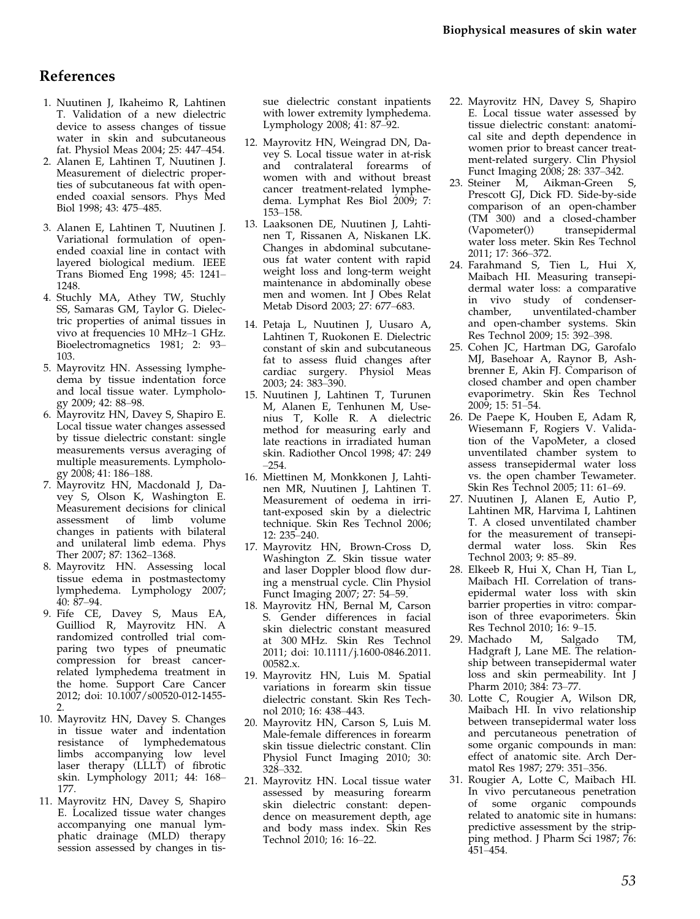## References

1. Nuutinen J, Ikaheimo R, Lahtinen T. Validation of a new dielectric device to assess changes of tissue water in skin and subcutaneous fat. Physiol Meas 2004; 25: 447–454.
2. Alanen E, Lahtinen T, Nuutinen J. Measurement of dielectric properties of subcutaneous fat with open-ended coaxial sensors. Phys Med Biol 1998; 43: 475–485.
3. Alanen E, Lahtinen T, Nuutinen J. Variational formulation of open-ended coaxial line in contact with layered biological medium. IEEE Trans Biomed Eng 1998; 45: 1241–1248.
4. Stuchly MA, Athey TW, Stuchly SS, Samaras GM, Taylor G. Dielectric properties of animal tissues in vivo at frequencies 10 MHz–1 GHz. Bioelectromagnetics 1981; 2: 93–103.
5. Mayrovitz HN. Assessing lymphedema by tissue indentation force and local tissue water. Lymphology 2009; 42: 88–98.
6. Mayrovitz HN, Davey S, Shapiro E. Local tissue water changes assessed by tissue dielectric constant: single measurements versus averaging of multiple measurements. Lymphology 2008; 41: 186–188.
7. Mayrovitz HN, Macdonald J, Davey S, Olson K, Washington E. Measurement decisions for clinical assessment of limb volume changes in patients with bilateral and unilateral limb edema. Phys Ther 2007; 87: 1362–1368.
8. Mayrovitz HN. Assessing local tissue edema in postmastectomy lymphedema. Lymphology 2007; 40: 87–94.
9. Fife CE, Davey S, Maus EA, Guilliod R, Mayrovitz HN. A randomized controlled trial comparing two types of pneumatic compression for breast cancer-related lymphedema treatment in the home. Support Care Cancer 2012; doi: 10.1007/s00520-012-1455-2.
10. Mayrovitz HN, Davey S. Changes in tissue water and indentation resistance of lymphedematous limbs accompanying low level laser therapy (LLLT) of fibrotic skin. Lymphology 2011; 44: 168–177.
11. Mayrovitz HN, Davey S, Shapiro E. Localized tissue water changes accompanying one manual lymphatic drainage (MLD) therapy session assessed by changes in tissue dielectric constant inpatients with lower extremity lymphedema. Lymphology 2008; 41: 87–92.
12. Mayrovitz HN, Weingrad DN, Davey S. Local tissue water in at-risk and contralateral forearms of women with and without breast cancer treatment-related lymphedema. Lymphat Res Biol 2009; 7: 153–158.
13. Laaksonen DE, Nuutinen J, Lahtinen T, Rissanen A, Niskanen LK. Changes in abdominal subcutaneous fat water content with rapid weight loss and long-term weight maintenance in abdominally obese men and women. Int J Obes Relat Metab Disord 2003; 27: 677–683.
14. Petaja L, Nuutinen J, Uusaro A, Lahtinen T, Ruokonen E. Dielectric constant of skin and subcutaneous fat to assess fluid changes after cardiac surgery. Physiol Meas 2003; 24: 383–390.
15. Nuutinen J, Lahtinen T, Turunen M, Alanen E, Tenhunen M, Usenius T, Kolle R. A dielectric method for measuring early and late reactions in irradiated human skin. Radiother Oncol 1998; 47: 249–254.
16. Miettinen M, Monkkonen J, Lahtinen MR, Nuutinen J, Lahtinen T. Measurement of oedema in irritant-exposed skin by a dielectric technique. Skin Res Technol 2006; 12: 235–240.
17. Mayrovitz HN, Brown-Cross D, Washington Z. Skin tissue water and laser Doppler blood flow during a menstrual cycle. Clin Physiol Funct Imaging 2007; 27: 54–59.
18. Mayrovitz HN, Bernal M, Carson S. Gender differences in facial skin dielectric constant measured at 300 MHz. Skin Res Technol 2011; doi: 10.1111/j.1600-0846.2011.00582.x.
19. Mayrovitz HN, Luis M. Spatial variations in forearm skin tissue dielectric constant. Skin Res Technol 2010; 16: 438–443.
20. Mayrovitz HN, Carson S, Luis M. Male-female differences in forearm skin tissue dielectric constant. Clin Physiol Funct Imaging 2010; 30: 328–332.
21. Mayrovitz HN. Local tissue water assessed by measuring forearm skin dielectric constant: dependence on measurement depth, age and body mass index. Skin Res Technol 2010; 16: 16–22.
22. Mayrovitz HN, Davey S, Shapiro E. Local tissue water assessed by tissue dielectric constant: anatomical site and depth dependence in women prior to breast cancer treatment-related surgery. Clin Physiol Funct Imaging 2008; 28: 337–342.
23. Steiner M, Aikman-Green S, Prescott GJ, Dick FD. Side-by-side comparison of an open-chamber (TM 300) and a closed-chamber (Vapometer()) transepidermal water loss meter. Skin Res Technol 2011; 17: 366–372.
24. Farahmand S, Tien L, Hui X, Maibach HI. Measuring transepidermal water loss: a comparative in vivo study of condenser-chamber, unventilated-chamber and open-chamber systems. Skin Res Technol 2009; 15: 392–398.
25. Cohen JC, Hartman DG, Garofalo MJ, Basehoar A, Raynor B, Ashbrenner E, Akin FJ. Comparison of closed chamber and open chamber evaporimetry. Skin Res Technol 2009; 15: 51–54.
26. De Paepe K, Houben E, Adam R, Wiesemann F, Rogiers V. Validation of the VapoMeter, a closed unventilated chamber system to assess transepidermal water loss vs. the open chamber Tewameter. Skin Res Technol 2005; 11: 61–69.
27. Nuutinen J, Alanen E, Autio P, Lahtinen MR, Harvima I, Lahtinen T. A closed unventilated chamber for the measurement of transepidermal water loss. Skin Res Technol 2003; 9: 85–89.
28. Elkeeb R, Hui X, Chan H, Tian L, Maibach HI. Correlation of transepidermal water loss with skin barrier properties in vitro: comparison of three evaporimeters. Skin Res Technol 2010; 16: 9–15.
29. Machado M, Salgado TM, Hadgraft J, Lane ME. The relationship between transepidermal water loss and skin permeability. Int J Pharm 2010; 384: 73–77.
30. Lotte C, Rougier A, Wilson DR, Maibach HI. In vivo relationship between transepidermal water loss and percutaneous penetration of some organic compounds in man: effect of anatomic site. Arch Dermatol Res 1987; 279: 351–356.
31. Rougier A, Lotte C, Maibach HI. In vivo percutaneous penetration of some organic compounds related to anatomic site in humans: predictive assessment by the stripping method. J Pharm Sci 1987; 76: 451–454.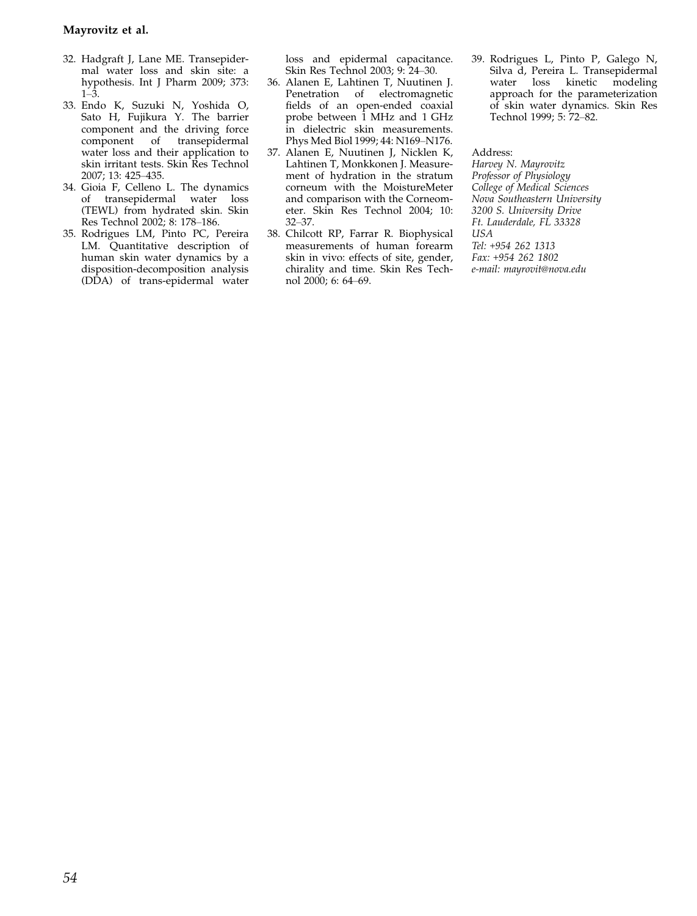32. Hadgraft J, Lane ME. Transepidermal water loss and skin site: a hypothesis. Int J Pharm 2009; 373: 1–3.
33. Endo K, Suzuki N, Yoshida O, Sato H, Fujikura Y. The barrier component and the driving force component of transepidermal water loss and their application to skin irritant tests. Skin Res Technol 2007; 13: 425–435.
34. Gioia F, Celleno L. The dynamics of transepidermal water loss (TEWL) from hydrated skin. Skin Res Technol 2002; 8: 178–186.
35. Rodrigues LM, Pinto PC, Pereira LM. Quantitative description of human skin water dynamics by a disposition-decomposition analysis (DDA) of trans-epidermal water loss and epidermal capacitance. Skin Res Technol 2003; 9: 24–30.
36. Alanen E, Lahtinen T, Nuutinen J. Penetration of electromagnetic fields of an open-ended coaxial probe between 1 MHz and 1 GHz in dielectric skin measurements. Phys Med Biol 1999; 44: N169–N176.
37. Alanen E, Nuutinen J, Nicklen K, Lahtinen T, Monkkonen J. Measurement of hydration in the stratum corneum with the MoistureMeter and comparison with the Corneometer. Skin Res Technol 2004; 10: 32–37.
38. Chilcott RP, Farrar R. Biophysical measurements of human forearm skin in vivo: effects of site, gender, chirality and time. Skin Res Technol 2000; 6: 64–69.
39. Rodrigues L, Pinto P, Galego N, Silva d, Pereira L. Transepidermal water loss kinetic modeling approach for the parameterization of skin water dynamics. Skin Res Technol 1999; 5: 72–82.

Address:
*Harvey N. Mayrovitz*
*Professor of Physiology*
*College of Medical Sciences*
*Nova Southeastern University*
*3200 S. University Drive*
*Ft. Lauderdale, FL 33328*
*USA*
*Tel: +954 262 1313*
*Fax: +954 262 1802*
*e-mail: mayrovit@nova.edu*